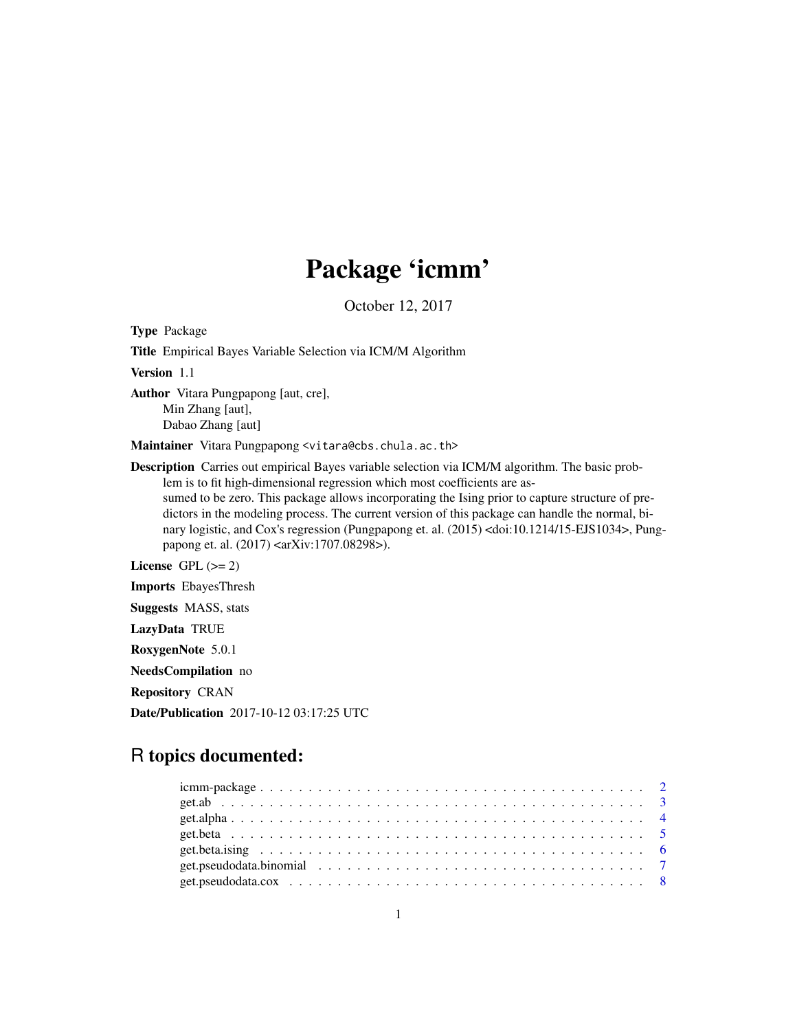# Package 'icmm'

October 12, 2017

**Type** Package

**Title** Empirical Bayes Variable Selection via ICM/M Algorithm

**Version** 1.1

**Author** Vitara Pungpapong [aut, cre],  
Min Zhang [aut],  
Dabao Zhang [aut]

**Maintainer** Vitara Pungpapong <vitara@cbs.chula.ac.th>

**Description** Carries out empirical Bayes variable selection via ICM/M algorithm. The basic problem is to fit high-dimensional regression which most coefficients are assumed to be zero. This package allows incorporating the Ising prior to capture structure of predictors in the modeling process. The current version of this package can handle the normal, binary logistic, and Cox's regression (Pungpapong et. al. (2015) <doi:10.1214/15-EJS1034>, Pungpapong et. al. (2017) <arXiv:1707.08298>).

**License** GPL (>= 2)

**Imports** EbayesThresh

**Suggests** MASS, stats

**LazyData** TRUE

**RoxygenNote** 5.0.1

**NeedsCompilation** no

**Repository** CRAN

**Date/Publication** 2017-10-12 03:17:25 UTC

## R topics documented:

- icmm-package . . . . . . . . . . . . . . . . . . . . . . . . . . . . . . . . . . . . . . . . 2
- get.ab . . . . . . . . . . . . . . . . . . . . . . . . . . . . . . . . . . . . . . . . . . . . . 3
- get.alpha . . . . . . . . . . . . . . . . . . . . . . . . . . . . . . . . . . . . . . . . . . . 4
- get.beta . . . . . . . . . . . . . . . . . . . . . . . . . . . . . . . . . . . . . . . . . . . . 5
- get.beta.ising . . . . . . . . . . . . . . . . . . . . . . . . . . . . . . . . . . . . . . . . 6
- get.pseudodata.binomial . . . . . . . . . . . . . . . . . . . . . . . . . . . . . . . . . . 7
- get.pseudodata.cox . . . . . . . . . . . . . . . . . . . . . . . . . . . . . . . . . . . . . 8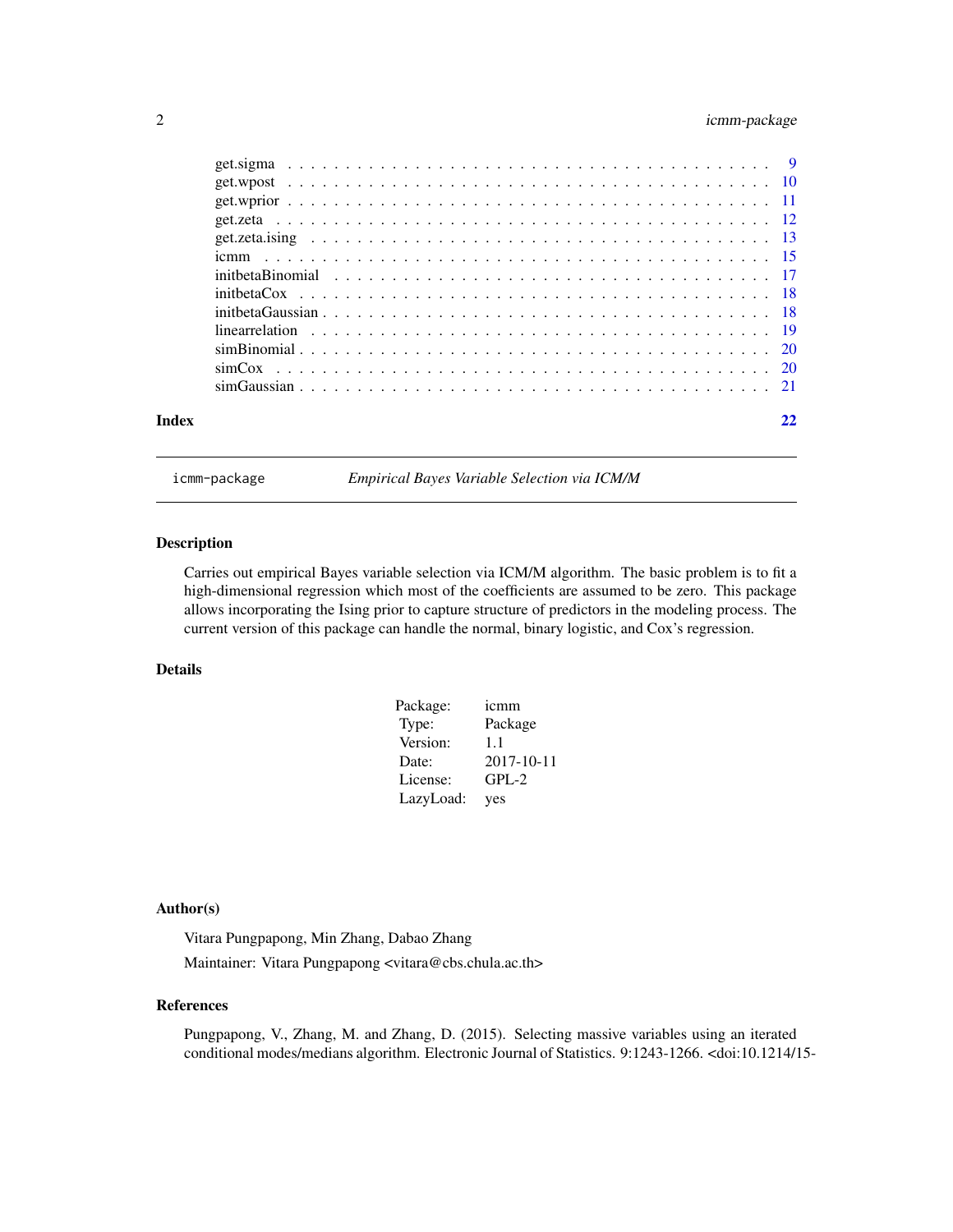| | |
|---|---|
| get.sigma | 9 |
| get.wpost | 10 |
| get.wprior | 11 |
| get.zeta | 12 |
| get.zeta.ising | 13 |
| icmm | 15 |
| initbetaBinomial | 17 |
| initbetaCox | 18 |
| initbetaGaussian | 18 |
| linearrelation | 19 |
| simBinomial | 20 |
| simCox | 20 |
| simGaussian | 21 |

**Index** 22

---

`icmm-package` *Empirical Bayes Variable Selection via ICM/M*

---

## Description

Carries out empirical Bayes variable selection via ICM/M algorithm. The basic problem is to fit a high-dimensional regression which most of the coefficients are assumed to be zero. This package allows incorporating the Ising prior to capture structure of predictors in the modeling process. The current version of this package can handle the normal, binary logistic, and Cox's regression.

## Details

| | |
|---|---|
| Package: | icmm |
| Type: | Package |
| Version: | 1.1 |
| Date: | 2017-10-11 |
| License: | GPL-2 |
| LazyLoad: | yes |

## Author(s)

Vitara Pungpapong, Min Zhang, Dabao Zhang

Maintainer: Vitara Pungpapong <vitara@cbs.chula.ac.th>

## References

Pungpapong, V., Zhang, M. and Zhang, D. (2015). Selecting massive variables using an iterated conditional modes/medians algorithm. Electronic Journal of Statistics. 9:1243-1266. <doi:10.1214/15-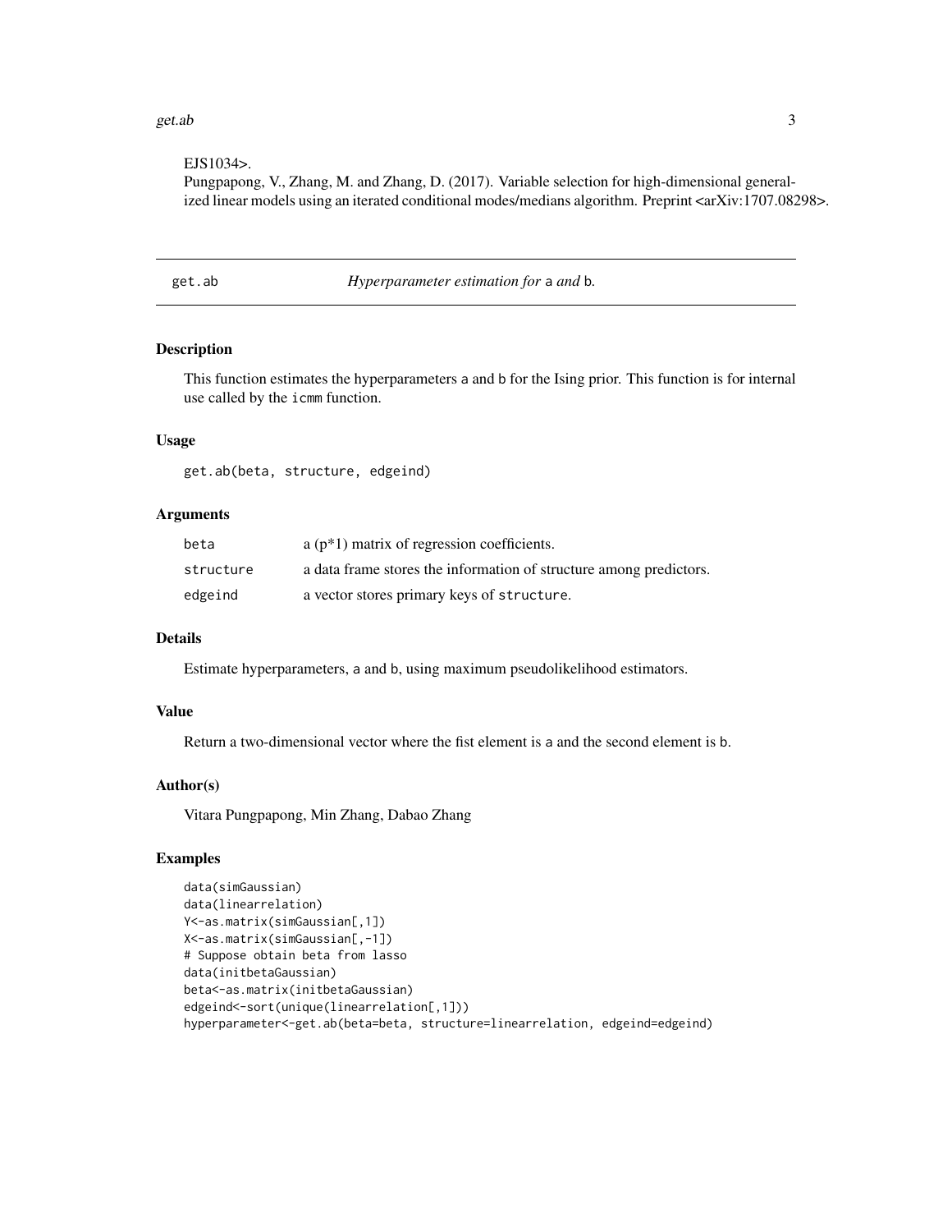EJS1034>.

Pungpapong, V., Zhang, M. and Zhang, D. (2017). Variable selection for high-dimensional generalized linear models using an iterated conditional modes/medians algorithm. Preprint <arXiv:1707.08298>.

---

## get.ab — *Hyperparameter estimation for* a *and* b.

### Description

This function estimates the hyperparameters a and b for the Ising prior. This function is for internal use called by the icmm function.

### Usage

```
get.ab(beta, structure, edgeind)
```

### Arguments

| | |
|---|---|
| beta | a (p*1) matrix of regression coefficients. |
| structure | a data frame stores the information of structure among predictors. |
| edgeind | a vector stores primary keys of structure. |

### Details

Estimate hyperparameters, a and b, using maximum pseudolikelihood estimators.

### Value

Return a two-dimensional vector where the fist element is a and the second element is b.

### Author(s)

Vitara Pungpapong, Min Zhang, Dabao Zhang

### Examples

```
data(simGaussian)
data(linearrelation)
Y<-as.matrix(simGaussian[,1])
X<-as.matrix(simGaussian[,-1])
# Suppose obtain beta from lasso
data(initbetaGaussian)
beta<-as.matrix(initbetaGaussian)
edgeind<-sort(unique(linearrelation[,1]))
hyperparameter<-get.ab(beta=beta, structure=linearrelation, edgeind=edgeind)
```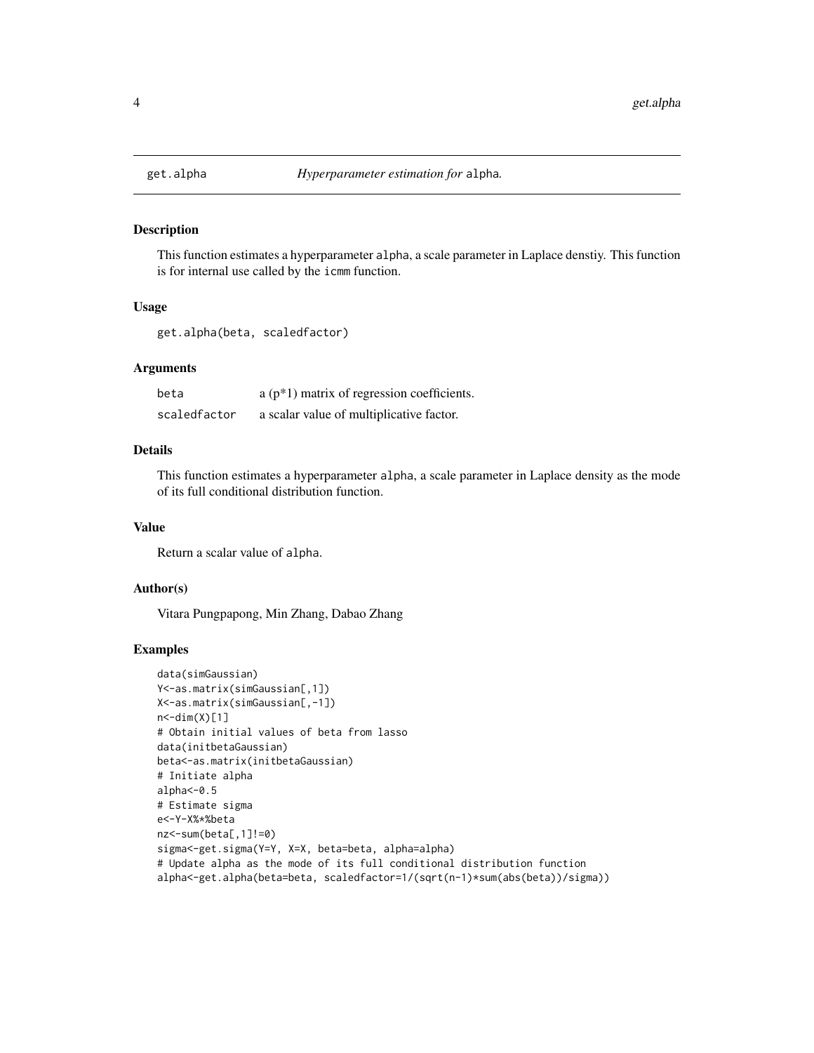get.alpha — *Hyperparameter estimation for* `alpha`.

## Description

This function estimates a hyperparameter `alpha`, a scale parameter in Laplace denstiy. This function is for internal use called by the `icmm` function.

## Usage

```
get.alpha(beta, scaledfactor)
```

## Arguments

| | |
|---|---|
| `beta` | a (p*1) matrix of regression coefficients. |
| `scaledfactor` | a scalar value of multiplicative factor. |

## Details

This function estimates a hyperparameter `alpha`, a scale parameter in Laplace density as the mode of its full conditional distribution function.

## Value

Return a scalar value of `alpha`.

## Author(s)

Vitara Pungpapong, Min Zhang, Dabao Zhang

## Examples

```
data(simGaussian)
Y<-as.matrix(simGaussian[,1])
X<-as.matrix(simGaussian[,-1])
n<-dim(X)[1]
# Obtain initial values of beta from lasso
data(initbetaGaussian)
beta<-as.matrix(initbetaGaussian)
# Initiate alpha
alpha<-0.5
# Estimate sigma
e<-Y-X%*%beta
nz<-sum(beta[,1]!=0)
sigma<-get.sigma(Y=Y, X=X, beta=beta, alpha=alpha)
# Update alpha as the mode of its full conditional distribution function
alpha<-get.alpha(beta=beta, scaledfactor=1/(sqrt(n-1)*sum(abs(beta))/sigma))
```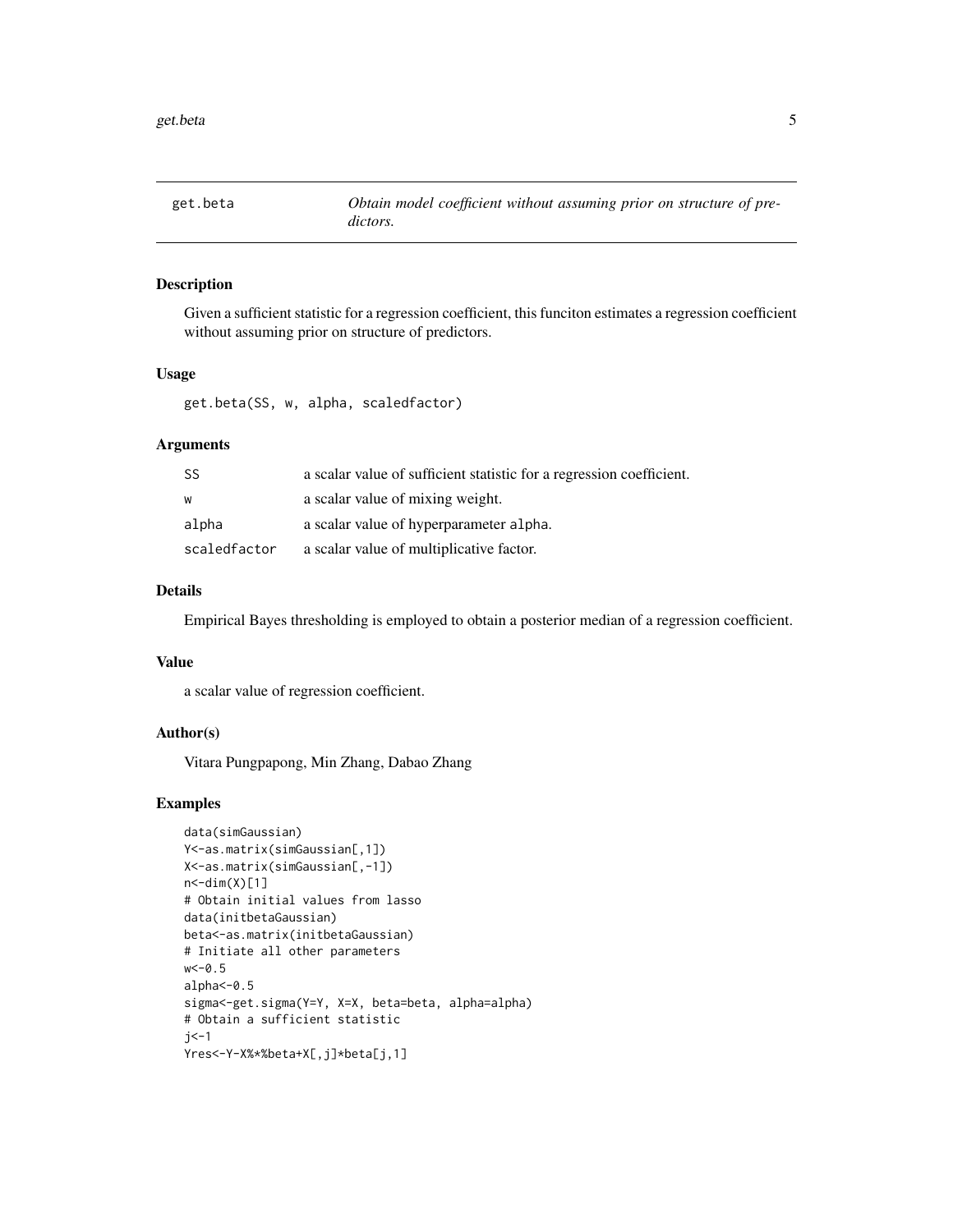# get.beta

*Obtain model coefficient without assuming prior on structure of predictors.*

## Description

Given a sufficient statistic for a regression coefficient, this funciton estimates a regression coefficient without assuming prior on structure of predictors.

## Usage

```
get.beta(SS, w, alpha, scaledfactor)
```

## Arguments

| | |
|---|---|
| `SS` | a scalar value of sufficient statistic for a regression coefficient. |
| `w` | a scalar value of mixing weight. |
| `alpha` | a scalar value of hyperparameter `alpha`. |
| `scaledfactor` | a scalar value of multiplicative factor. |

## Details

Empirical Bayes thresholding is employed to obtain a posterior median of a regression coefficient.

## Value

a scalar value of regression coefficient.

## Author(s)

Vitara Pungpapong, Min Zhang, Dabao Zhang

## Examples

```
data(simGaussian)
Y<-as.matrix(simGaussian[,1])
X<-as.matrix(simGaussian[,-1])
n<-dim(X)[1]
# Obtain initial values from lasso
data(initbetaGaussian)
beta<-as.matrix(initbetaGaussian)
# Initiate all other parameters
w<-0.5
alpha<-0.5
sigma<-get.sigma(Y=Y, X=X, beta=beta, alpha=alpha)
# Obtain a sufficient statistic
j<-1
Yres<-Y-X%*%beta+X[,j]*beta[j,1]
```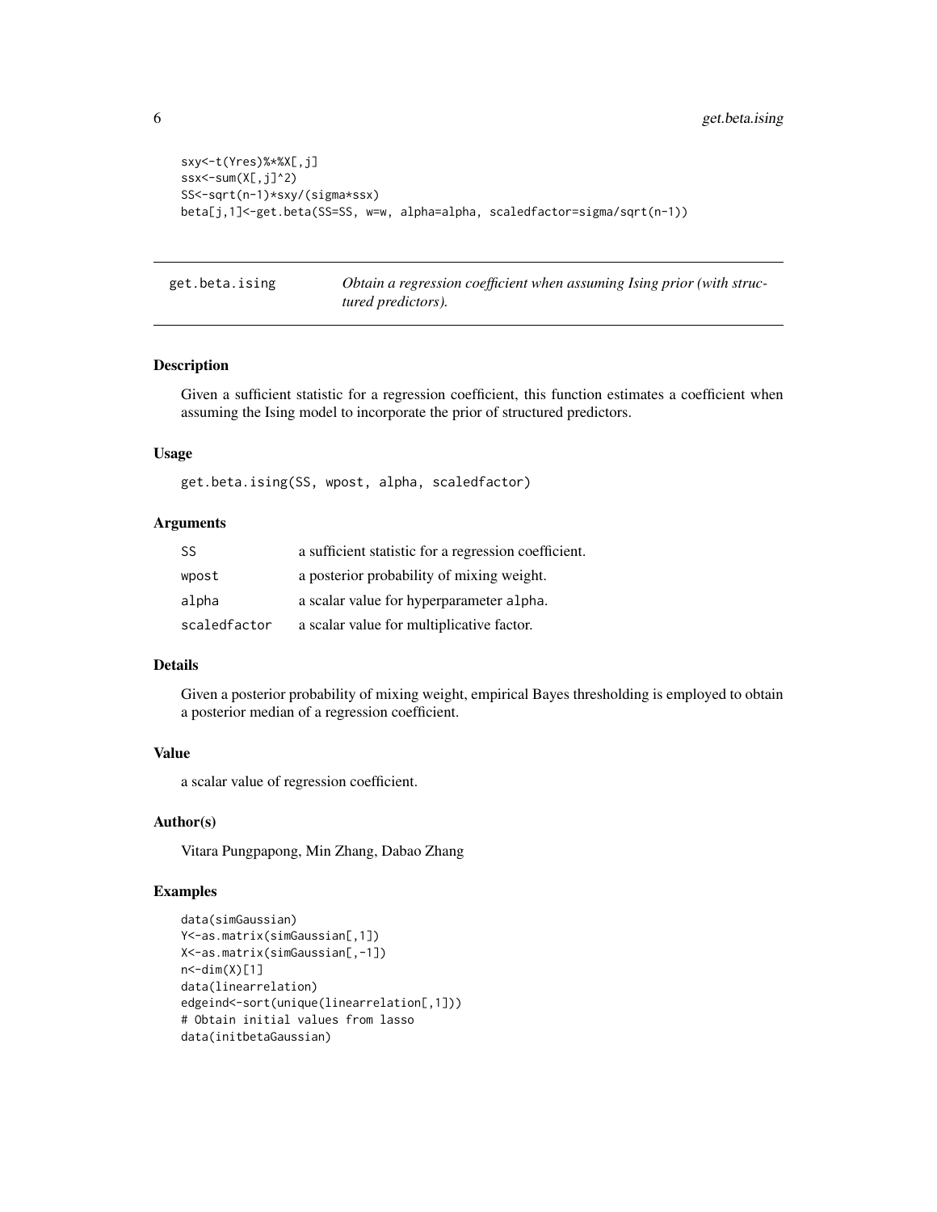```
sxy<-t(Yres)%*%X[,j]
ssx<-sum(X[,j]^2)
SS<-sqrt(n-1)*sxy/(sigma*ssx)
beta[j,1]<-get.beta(SS=SS, w=w, alpha=alpha, scaledfactor=sigma/sqrt(n-1))
```

## get.beta.ising — *Obtain a regression coefficient when assuming Ising prior (with structured predictors).*

### Description

Given a sufficient statistic for a regression coefficient, this function estimates a coefficient when assuming the Ising model to incorporate the prior of structured predictors.

### Usage

```
get.beta.ising(SS, wpost, alpha, scaledfactor)
```

### Arguments

| | |
|---|---|
| SS | a sufficient statistic for a regression coefficient. |
| wpost | a posterior probability of mixing weight. |
| alpha | a scalar value for hyperparameter alpha. |
| scaledfactor | a scalar value for multiplicative factor. |

### Details

Given a posterior probability of mixing weight, empirical Bayes thresholding is employed to obtain a posterior median of a regression coefficient.

### Value

a scalar value of regression coefficient.

### Author(s)

Vitara Pungpapong, Min Zhang, Dabao Zhang

### Examples

```
data(simGaussian)
Y<-as.matrix(simGaussian[,1])
X<-as.matrix(simGaussian[,-1])
n<-dim(X)[1]
data(linearrelation)
edgeind<-sort(unique(linearrelation[,1]))
# Obtain initial values from lasso
data(initbetaGaussian)
```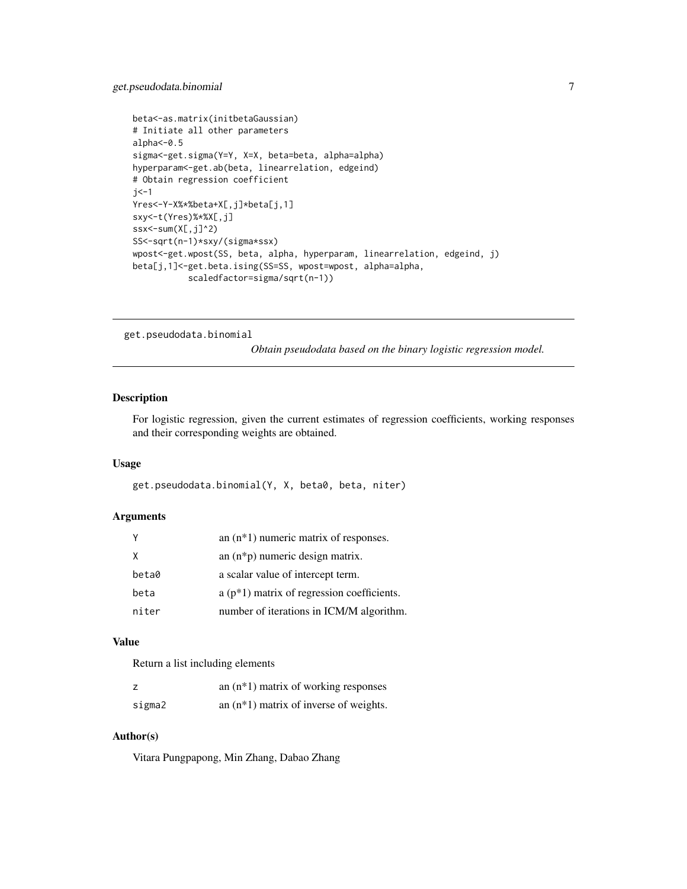```
beta<-as.matrix(initbetaGaussian)
# Initiate all other parameters
alpha<-0.5
sigma<-get.sigma(Y=Y, X=X, beta=beta, alpha=alpha)
hyperparam<-get.ab(beta, linearrelation, edgeind)
# Obtain regression coefficient
j<-1
Yres<-Y-X%*%beta+X[,j]*beta[j,1]
sxy<-t(Yres)%*%X[,j]
ssx<-sum(X[,j]^2)
SS<-sqrt(n-1)*sxy/(sigma*ssx)
wpost<-get.wpost(SS, beta, alpha, hyperparam, linearrelation, edgeind, j)
beta[j,1]<-get.beta.ising(SS=SS, wpost=wpost, alpha=alpha,
           scaledfactor=sigma/sqrt(n-1))
```

---

## get.pseudodata.binomial

*Obtain pseudodata based on the binary logistic regression model.*

### Description

For logistic regression, given the current estimates of regression coefficients, working responses and their corresponding weights are obtained.

### Usage

```
get.pseudodata.binomial(Y, X, beta0, beta, niter)
```

### Arguments

| | |
|---|---|
| Y | an (n*1) numeric matrix of responses. |
| X | an (n*p) numeric design matrix. |
| beta0 | a scalar value of intercept term. |
| beta | a (p*1) matrix of regression coefficients. |
| niter | number of iterations in ICM/M algorithm. |

### Value

Return a list including elements

| | |
|---|---|
| z | an (n*1) matrix of working responses |
| sigma2 | an (n*1) matrix of inverse of weights. |

### Author(s)

Vitara Pungpapong, Min Zhang, Dabao Zhang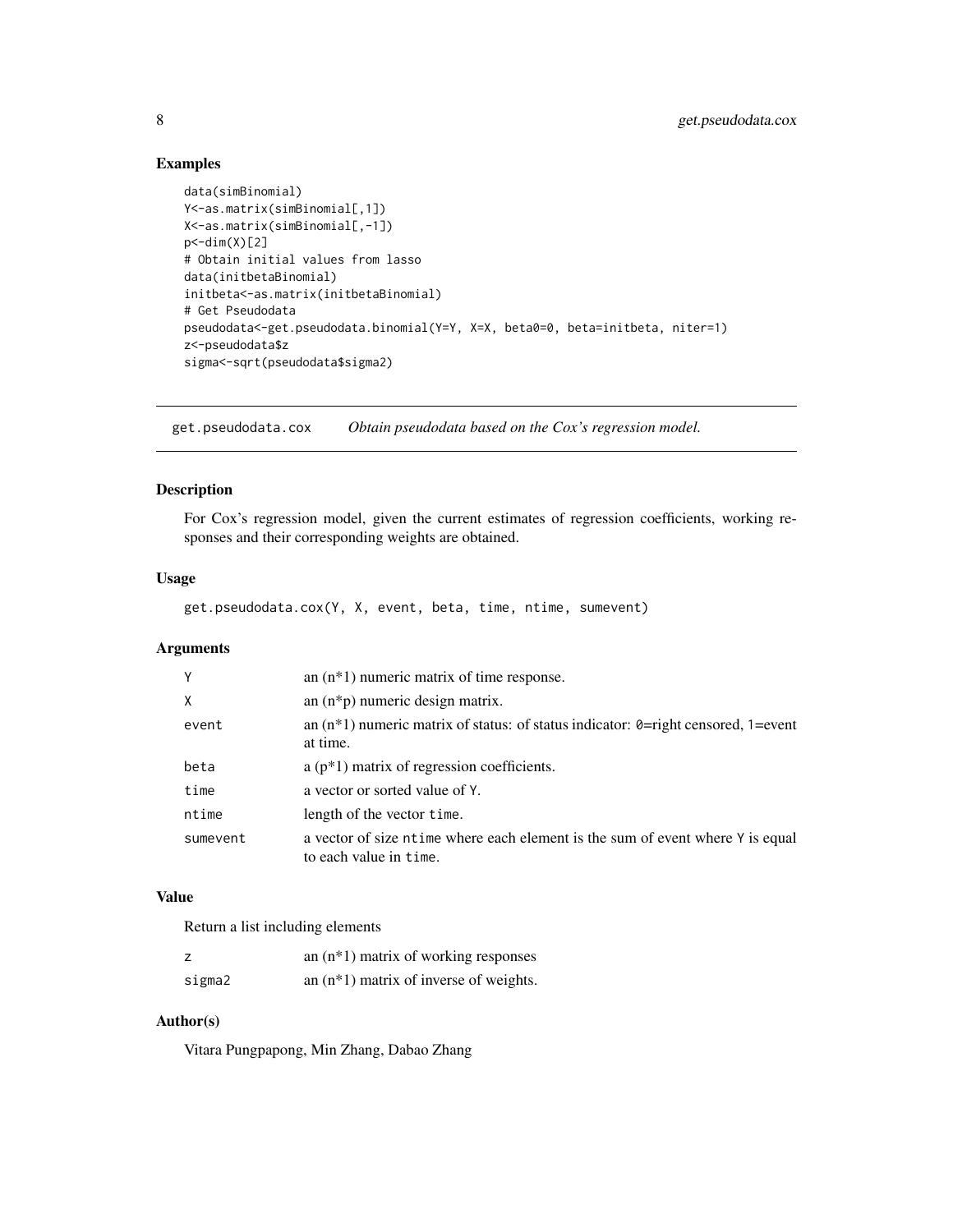## Examples

```
data(simBinomial)
Y<-as.matrix(simBinomial[,1])
X<-as.matrix(simBinomial[,-1])
p<-dim(X)[2]
# Obtain initial values from lasso
data(initbetaBinomial)
initbeta<-as.matrix(initbetaBinomial)
# Get Pseudodata
pseudodata<-get.pseudodata.binomial(Y=Y, X=X, beta0=0, beta=initbeta, niter=1)
z<-pseudodata$z
sigma<-sqrt(pseudodata$sigma2)
```

---

# get.pseudodata.cox &nbsp;&nbsp;&nbsp; *Obtain pseudodata based on the Cox's regression model.*

---

## Description

For Cox's regression model, given the current estimates of regression coefficients, working responses and their corresponding weights are obtained.

## Usage

```
get.pseudodata.cox(Y, X, event, beta, time, ntime, sumevent)
```

## Arguments

| | |
|---|---|
| `Y` | an (n*1) numeric matrix of time response. |
| `X` | an (n*p) numeric design matrix. |
| `event` | an (n*1) numeric matrix of status: of status indicator: `0`=right censored, `1`=event at time. |
| `beta` | a (p*1) matrix of regression coefficients. |
| `time` | a vector or sorted value of `Y`. |
| `ntime` | length of the vector `time`. |
| `sumevent` | a vector of size `ntime` where each element is the sum of event where `Y` is equal to each value in `time`. |

## Value

Return a list including elements

| | |
|---|---|
| `z` | an (n*1) matrix of working responses |
| `sigma2` | an (n*1) matrix of inverse of weights. |

## Author(s)

Vitara Pungpapong, Min Zhang, Dabao Zhang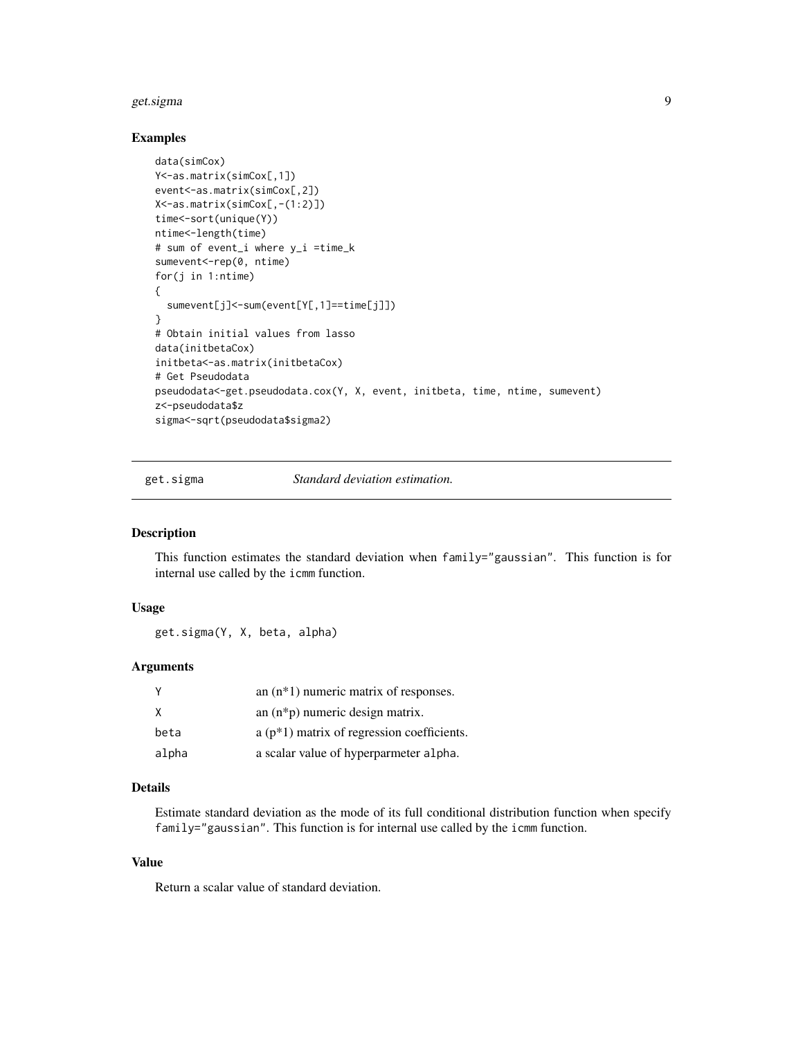## Examples

```
data(simCox)
Y<-as.matrix(simCox[,1])
event<-as.matrix(simCox[,2])
X<-as.matrix(simCox[,-(1:2)])
time<-sort(unique(Y))
ntime<-length(time)
# sum of event_i where y_i =time_k
sumevent<-rep(0, ntime)
for(j in 1:ntime)
{
  sumevent[j]<-sum(event[Y[,1]==time[j]])
}
# Obtain initial values from lasso
data(initbetaCox)
initbeta<-as.matrix(initbetaCox)
# Get Pseudodata
pseudodata<-get.pseudodata.cox(Y, X, event, initbeta, time, ntime, sumevent)
z<-pseudodata$z
sigma<-sqrt(pseudodata$sigma2)
```

---

# get.sigma — *Standard deviation estimation.*

## Description

This function estimates the standard deviation when `family="gaussian"`. This function is for internal use called by the `icmm` function.

## Usage

```
get.sigma(Y, X, beta, alpha)
```

## Arguments

| | |
|---|---|
| `Y` | an (n*1) numeric matrix of responses. |
| `X` | an (n*p) numeric design matrix. |
| `beta` | a (p*1) matrix of regression coefficients. |
| `alpha` | a scalar value of hyperparmeter `alpha`. |

## Details

Estimate standard deviation as the mode of its full conditional distribution function when specify `family="gaussian"`. This function is for internal use called by the `icmm` function.

## Value

Return a scalar value of standard deviation.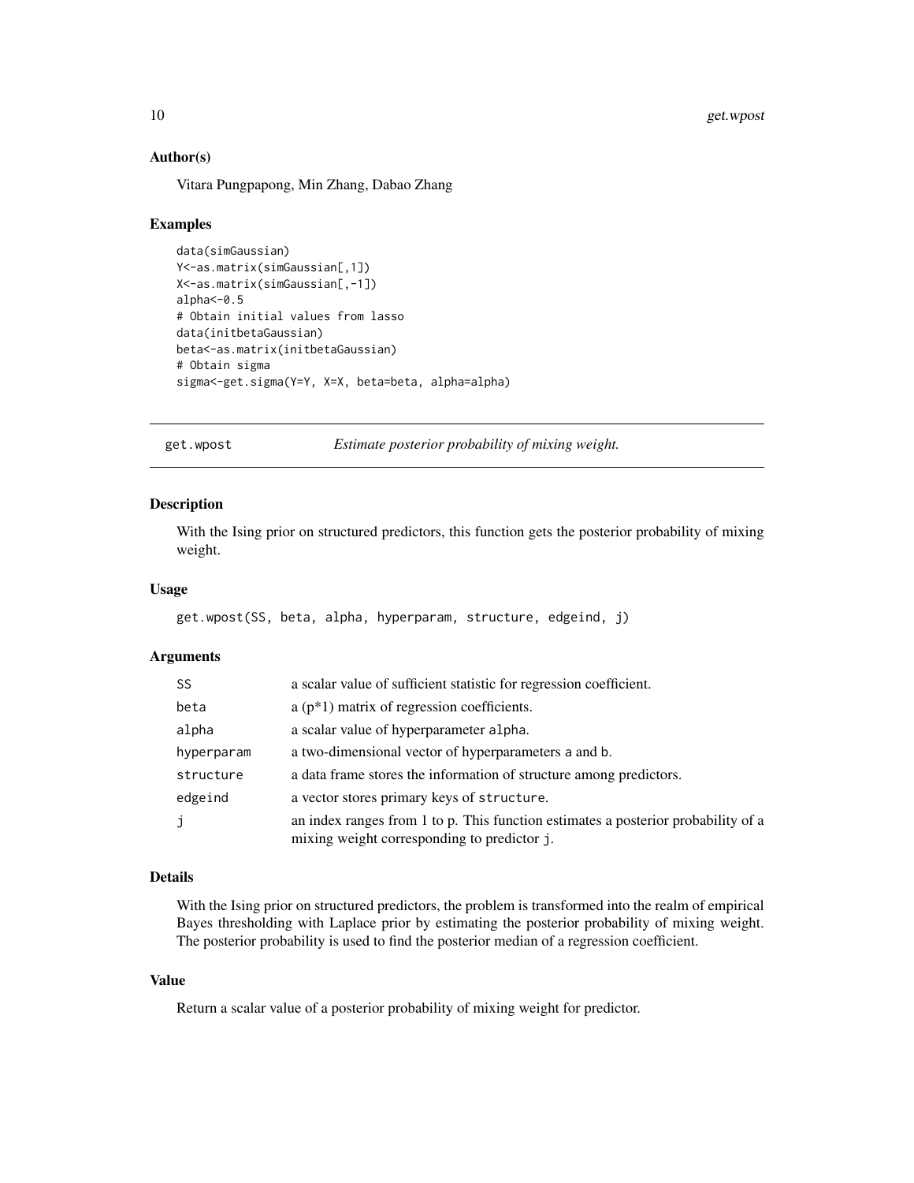## Author(s)

Vitara Pungpapong, Min Zhang, Dabao Zhang

## Examples

```
data(simGaussian)
Y<-as.matrix(simGaussian[,1])
X<-as.matrix(simGaussian[,-1])
alpha<-0.5
# Obtain initial values from lasso
data(initbetaGaussian)
beta<-as.matrix(initbetaGaussian)
# Obtain sigma
sigma<-get.sigma(Y=Y, X=X, beta=beta, alpha=alpha)
```

---

# get.wpost *Estimate posterior probability of mixing weight.*

---

## Description

With the Ising prior on structured predictors, this function gets the posterior probability of mixing weight.

## Usage

```
get.wpost(SS, beta, alpha, hyperparam, structure, edgeind, j)
```

## Arguments

| | |
|---|---|
| `SS` | a scalar value of sufficient statistic for regression coefficient. |
| `beta` | a (p*1) matrix of regression coefficients. |
| `alpha` | a scalar value of hyperparameter `alpha`. |
| `hyperparam` | a two-dimensional vector of hyperparameters `a` and `b`. |
| `structure` | a data frame stores the information of structure among predictors. |
| `edgeind` | a vector stores primary keys of `structure`. |
| `j` | an index ranges from 1 to p. This function estimates a posterior probability of a mixing weight corresponding to predictor `j`. |

## Details

With the Ising prior on structured predictors, the problem is transformed into the realm of empirical Bayes thresholding with Laplace prior by estimating the posterior probability of mixing weight. The posterior probability is used to find the posterior median of a regression coefficient.

## Value

Return a scalar value of a posterior probability of mixing weight for predictor.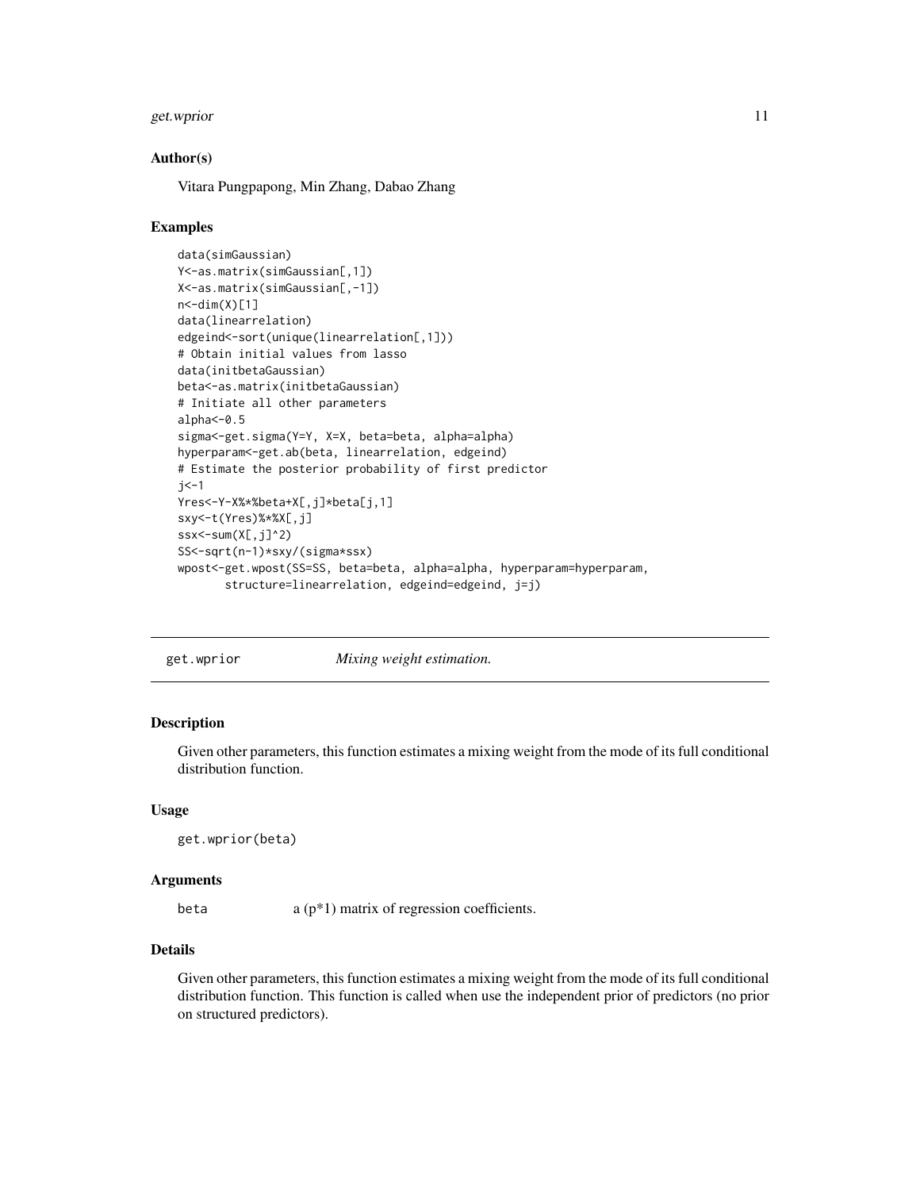### Author(s)

Vitara Pungpapong, Min Zhang, Dabao Zhang

### Examples

```
data(simGaussian)
Y<-as.matrix(simGaussian[,1])
X<-as.matrix(simGaussian[,-1])
n<-dim(X)[1]
data(linearrelation)
edgeind<-sort(unique(linearrelation[,1]))
# Obtain initial values from lasso
data(initbetaGaussian)
beta<-as.matrix(initbetaGaussian)
# Initiate all other parameters
alpha<-0.5
sigma<-get.sigma(Y=Y, X=X, beta=beta, alpha=alpha)
hyperparam<-get.ab(beta, linearrelation, edgeind)
# Estimate the posterior probability of first predictor
j<-1
Yres<-Y-X%*%beta+X[,j]*beta[j,1]
sxy<-t(Yres)%*%X[,j]
ssx<-sum(X[,j]^2)
SS<-sqrt(n-1)*sxy/(sigma*ssx)
wpost<-get.wpost(SS=SS, beta=beta, alpha=alpha, hyperparam=hyperparam,
       structure=linearrelation, edgeind=edgeind, j=j)
```

---

## get.wprior *Mixing weight estimation.*

### Description

Given other parameters, this function estimates a mixing weight from the mode of its full conditional distribution function.

### Usage

```
get.wprior(beta)
```

### Arguments

beta a (p*1) matrix of regression coefficients.

### Details

Given other parameters, this function estimates a mixing weight from the mode of its full conditional distribution function. This function is called when use the independent prior of predictors (no prior on structured predictors).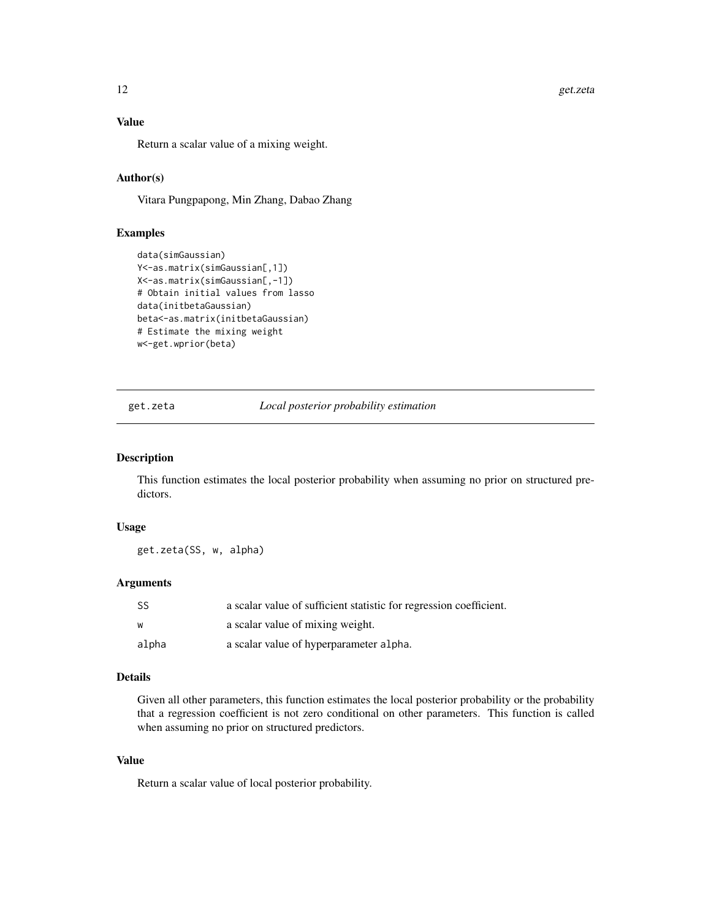### Value

Return a scalar value of a mixing weight.

### Author(s)

Vitara Pungpapong, Min Zhang, Dabao Zhang

### Examples

```
data(simGaussian)
Y<-as.matrix(simGaussian[,1])
X<-as.matrix(simGaussian[,-1])
# Obtain initial values from lasso
data(initbetaGaussian)
beta<-as.matrix(initbetaGaussian)
# Estimate the mixing weight
w<-get.wprior(beta)
```

---

## get.zeta *Local posterior probability estimation*

---

### Description

This function estimates the local posterior probability when assuming no prior on structured predictors.

### Usage

```
get.zeta(SS, w, alpha)
```

### Arguments

| | |
|---|---|
| SS | a scalar value of sufficient statistic for regression coefficient. |
| w | a scalar value of mixing weight. |
| alpha | a scalar value of hyperparameter alpha. |

### Details

Given all other parameters, this function estimates the local posterior probability or the probability that a regression coefficient is not zero conditional on other parameters. This function is called when assuming no prior on structured predictors.

### Value

Return a scalar value of local posterior probability.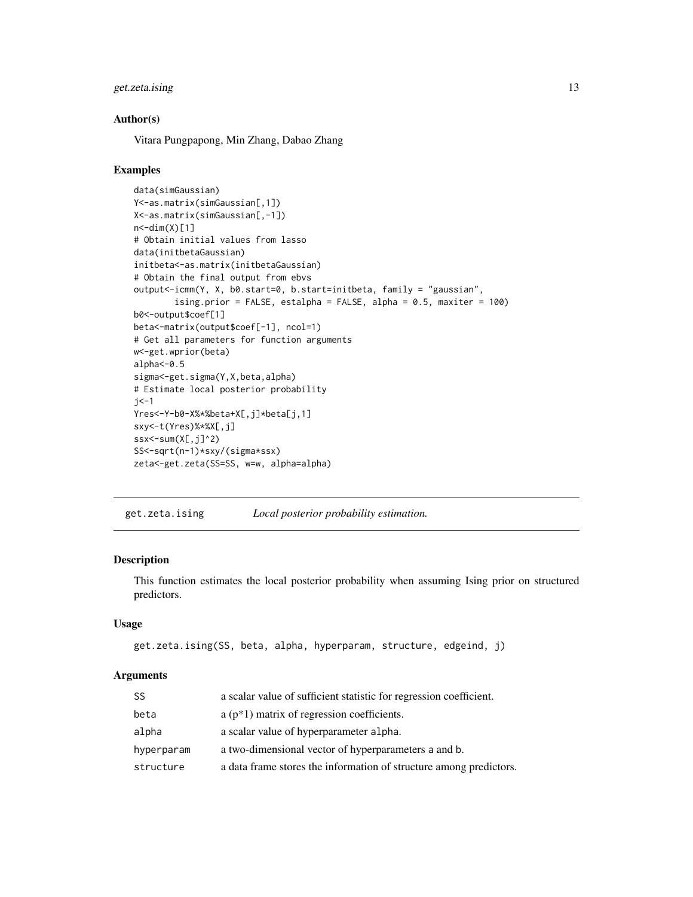### Author(s)

Vitara Pungpapong, Min Zhang, Dabao Zhang

### Examples

```
data(simGaussian)
Y<-as.matrix(simGaussian[,1])
X<-as.matrix(simGaussian[,-1])
n<-dim(X)[1]
# Obtain initial values from lasso
data(initbetaGaussian)
initbeta<-as.matrix(initbetaGaussian)
# Obtain the final output from ebvs
output<-icmm(Y, X, b0.start=0, b.start=initbeta, family = "gaussian",
        ising.prior = FALSE, estalpha = FALSE, alpha = 0.5, maxiter = 100)
b0<-output$coef[1]
beta<-matrix(output$coef[-1], ncol=1)
# Get all parameters for function arguments
w<-get.wprior(beta)
alpha<-0.5
sigma<-get.sigma(Y,X,beta,alpha)
# Estimate local posterior probability
j<-1
Yres<-Y-b0-X%*%beta+X[,j]*beta[j,1]
sxy<-t(Yres)%*%X[,j]
ssx<-sum(X[,j]^2)
SS<-sqrt(n-1)*sxy/(sigma*ssx)
zeta<-get.zeta(SS=SS, w=w, alpha=alpha)
```

---

## get.zeta.ising — *Local posterior probability estimation.*

### Description

This function estimates the local posterior probability when assuming Ising prior on structured predictors.

### Usage

```
get.zeta.ising(SS, beta, alpha, hyperparam, structure, edgeind, j)
```

### Arguments

| | |
|---|---|
| SS | a scalar value of sufficient statistic for regression coefficient. |
| beta | a (p*1) matrix of regression coefficients. |
| alpha | a scalar value of hyperparameter alpha. |
| hyperparam | a two-dimensional vector of hyperparameters a and b. |
| structure | a data frame stores the information of structure among predictors. |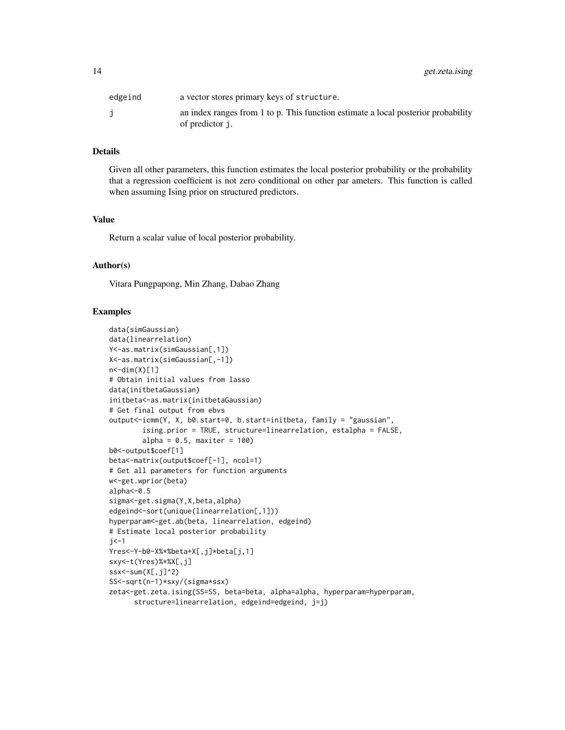| | |
|---|---|
| edgeind | a vector stores primary keys of structure. |
| j | an index ranges from 1 to p. This function estimate a local posterior probability of predictor j. |

## Details

Given all other parameters, this function estimates the local posterior probability or the probability that a regression coefficient is not zero conditional on other par ameters. This function is called when assuming Ising prior on structured predictors.

## Value

Return a scalar value of local posterior probability.

## Author(s)

Vitara Pungpapong, Min Zhang, Dabao Zhang

## Examples

```
data(simGaussian)
data(linearrelation)
Y<-as.matrix(simGaussian[,1])
X<-as.matrix(simGaussian[,-1])
n<-dim(X)[1]
# Obtain initial values from lasso
data(initbetaGaussian)
initbeta<-as.matrix(initbetaGaussian)
# Get final output from ebvs
output<-icmm(Y, X, b0.start=0, b.start=initbeta, family = "gaussian",
        ising.prior = TRUE, structure=linearrelation, estalpha = FALSE,
        alpha = 0.5, maxiter = 100)
b0<-output$coef[1]
beta<-matrix(output$coef[-1], ncol=1)
# Get all parameters for function arguments
w<-get.wprior(beta)
alpha<-0.5
sigma<-get.sigma(Y,X,beta,alpha)
edgeind<-sort(unique(linearrelation[,1]))
hyperparam<-get.ab(beta, linearrelation, edgeind)
# Estimate local posterior probability
j<-1
Yres<-Y-b0-X%*%beta+X[,j]*beta[j,1]
sxy<-t(Yres)%*%X[,j]
ssx<-sum(X[,j]^2)
SS<-sqrt(n-1)*sxy/(sigma*ssx)
zeta<-get.zeta.ising(SS=SS, beta=beta, alpha=alpha, hyperparam=hyperparam,
      structure=linearrelation, edgeind=edgeind, j=j)
```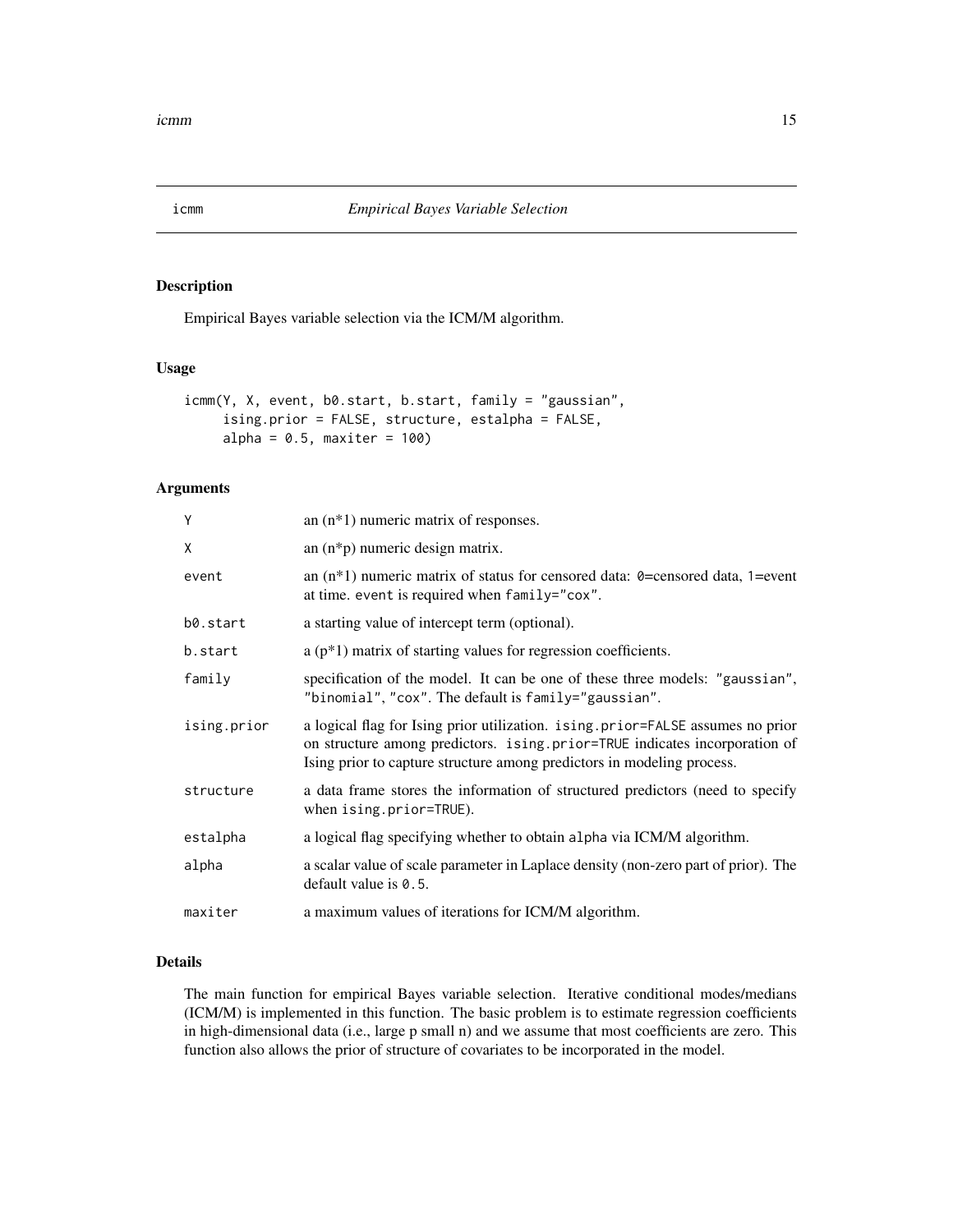# icmm — *Empirical Bayes Variable Selection*

## Description

Empirical Bayes variable selection via the ICM/M algorithm.

## Usage

```
icmm(Y, X, event, b0.start, b.start, family = "gaussian",
     ising.prior = FALSE, structure, estalpha = FALSE,
     alpha = 0.5, maxiter = 100)
```

## Arguments

| | |
|---|---|
| `Y` | an (n*1) numeric matrix of responses. |
| `X` | an (n*p) numeric design matrix. |
| `event` | an (n*1) numeric matrix of status for censored data: `0`=censored data, `1`=event at time. `event` is required when `family="cox"`. |
| `b0.start` | a starting value of intercept term (optional). |
| `b.start` | a (p*1) matrix of starting values for regression coefficients. |
| `family` | specification of the model. It can be one of these three models: `"gaussian"`, `"binomial"`, `"cox"`. The default is `family="gaussian"`. |
| `ising.prior` | a logical flag for Ising prior utilization. `ising.prior=FALSE` assumes no prior on structure among predictors. `ising.prior=TRUE` indicates incorporation of Ising prior to capture structure among predictors in modeling process. |
| `structure` | a data frame stores the information of structured predictors (need to specify when `ising.prior=TRUE`). |
| `estalpha` | a logical flag specifying whether to obtain `alpha` via ICM/M algorithm. |
| `alpha` | a scalar value of scale parameter in Laplace density (non-zero part of prior). The default value is `0.5`. |
| `maxiter` | a maximum values of iterations for ICM/M algorithm. |

## Details

The main function for empirical Bayes variable selection. Iterative conditional modes/medians (ICM/M) is implemented in this function. The basic problem is to estimate regression coefficients in high-dimensional data (i.e., large p small n) and we assume that most coefficients are zero. This function also allows the prior of structure of covariates to be incorporated in the model.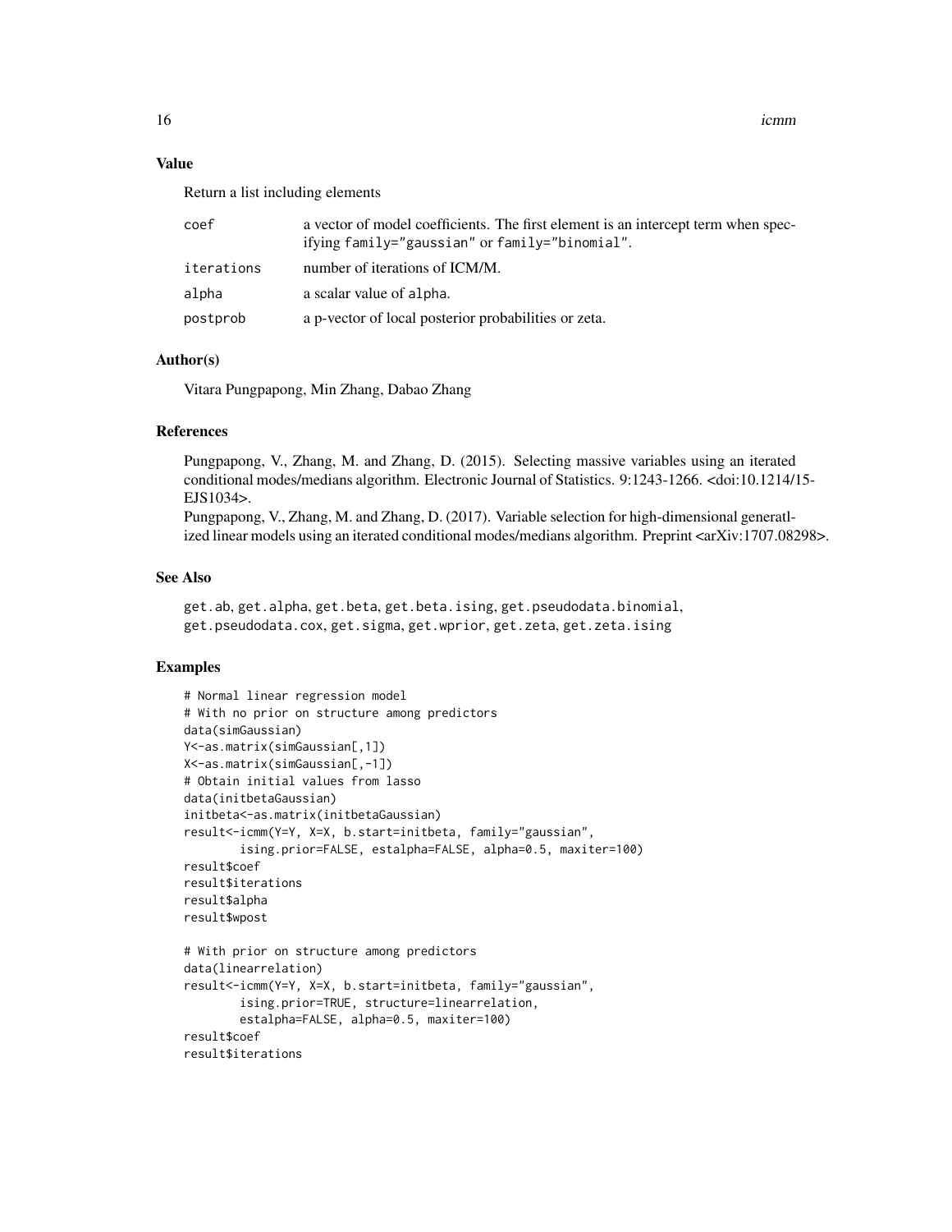### Value

Return a list including elements

| | |
|---|---|
| coef | a vector of model coefficients. The first element is an intercept term when specifying family="gaussian" or family="binomial". |
| iterations | number of iterations of ICM/M. |
| alpha | a scalar value of alpha. |
| postprob | a p-vector of local posterior probabilities or zeta. |

### Author(s)

Vitara Pungpapong, Min Zhang, Dabao Zhang

### References

Pungpapong, V., Zhang, M. and Zhang, D. (2015). Selecting massive variables using an iterated conditional modes/medians algorithm. Electronic Journal of Statistics. 9:1243-1266. <doi:10.1214/15-EJS1034>.

Pungpapong, V., Zhang, M. and Zhang, D. (2017). Variable selection for high-dimensional generatlized linear models using an iterated conditional modes/medians algorithm. Preprint <arXiv:1707.08298>.

### See Also

get.ab, get.alpha, get.beta, get.beta.ising, get.pseudodata.binomial, get.pseudodata.cox, get.sigma, get.wprior, get.zeta, get.zeta.ising

### Examples

```
# Normal linear regression model
# With no prior on structure among predictors
data(simGaussian)
Y<-as.matrix(simGaussian[,1])
X<-as.matrix(simGaussian[,-1])
# Obtain initial values from lasso
data(initbetaGaussian)
initbeta<-as.matrix(initbetaGaussian)
result<-icmm(Y=Y, X=X, b.start=initbeta, family="gaussian",
        ising.prior=FALSE, estalpha=FALSE, alpha=0.5, maxiter=100)
result$coef
result$iterations
result$alpha
result$wpost

# With prior on structure among predictors
data(linearrelation)
result<-icmm(Y=Y, X=X, b.start=initbeta, family="gaussian",
        ising.prior=TRUE, structure=linearrelation,
        estalpha=FALSE, alpha=0.5, maxiter=100)
result$coef
result$iterations
```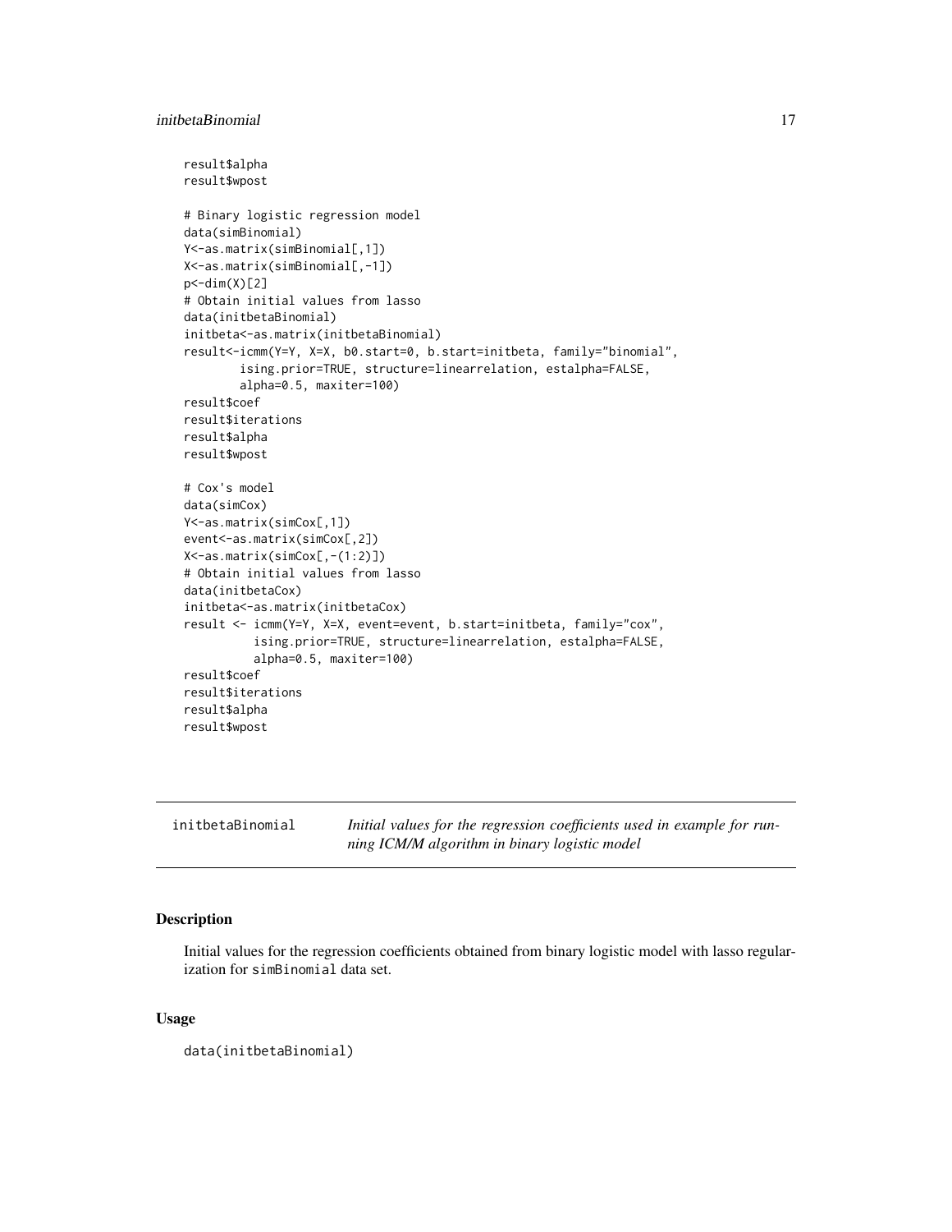```
result$alpha
result$wpost

# Binary logistic regression model
data(simBinomial)
Y<-as.matrix(simBinomial[,1])
X<-as.matrix(simBinomial[,-1])
p<-dim(X)[2]
# Obtain initial values from lasso
data(initbetaBinomial)
initbeta<-as.matrix(initbetaBinomial)
result<-icmm(Y=Y, X=X, b0.start=0, b.start=initbeta, family="binomial",
        ising.prior=TRUE, structure=linearrelation, estalpha=FALSE,
        alpha=0.5, maxiter=100)
result$coef
result$iterations
result$alpha
result$wpost

# Cox's model
data(simCox)
Y<-as.matrix(simCox[,1])
event<-as.matrix(simCox[,2])
X<-as.matrix(simCox[,-(1:2)])
# Obtain initial values from lasso
data(initbetaCox)
initbeta<-as.matrix(initbetaCox)
result <- icmm(Y=Y, X=X, event=event, b.start=initbeta, family="cox",
          ising.prior=TRUE, structure=linearrelation, estalpha=FALSE,
          alpha=0.5, maxiter=100)
result$coef
result$iterations
result$alpha
result$wpost
```

## initbetaBinomial — *Initial values for the regression coefficients used in example for running ICM/M algorithm in binary logistic model*

### Description

Initial values for the regression coefficients obtained from binary logistic model with lasso regularization for `simBinomial` data set.

### Usage

```
data(initbetaBinomial)
```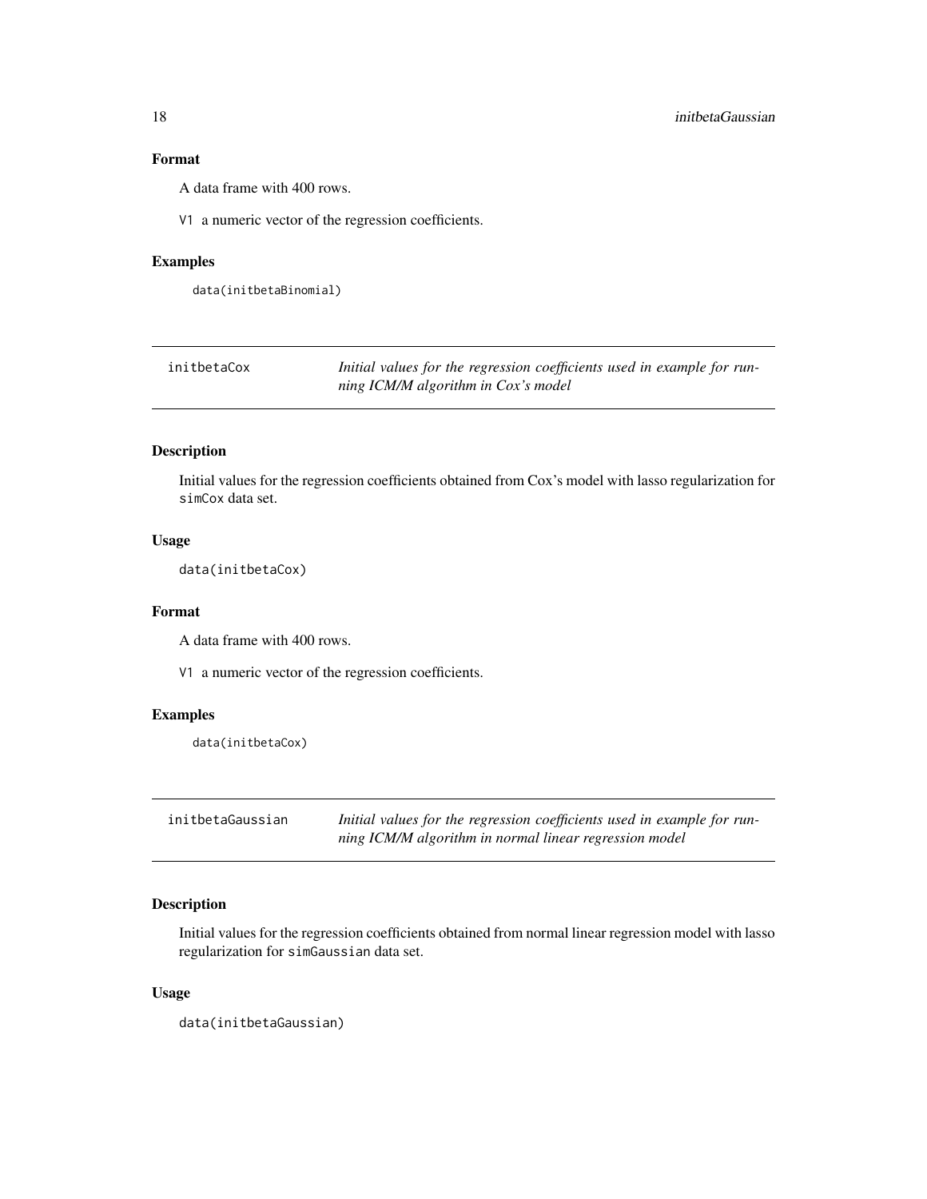### Format

A data frame with 400 rows.

V1 a numeric vector of the regression coefficients.

### Examples

```
data(initbetaBinomial)
```

---

## initbetaCox — *Initial values for the regression coefficients used in example for running ICM/M algorithm in Cox's model*

### Description

Initial values for the regression coefficients obtained from Cox's model with lasso regularization for `simCox` data set.

### Usage

```
data(initbetaCox)
```

### Format

A data frame with 400 rows.

V1 a numeric vector of the regression coefficients.

### Examples

```
data(initbetaCox)
```

---

## initbetaGaussian — *Initial values for the regression coefficients used in example for running ICM/M algorithm in normal linear regression model*

### Description

Initial values for the regression coefficients obtained from normal linear regression model with lasso regularization for `simGaussian` data set.

### Usage

```
data(initbetaGaussian)
```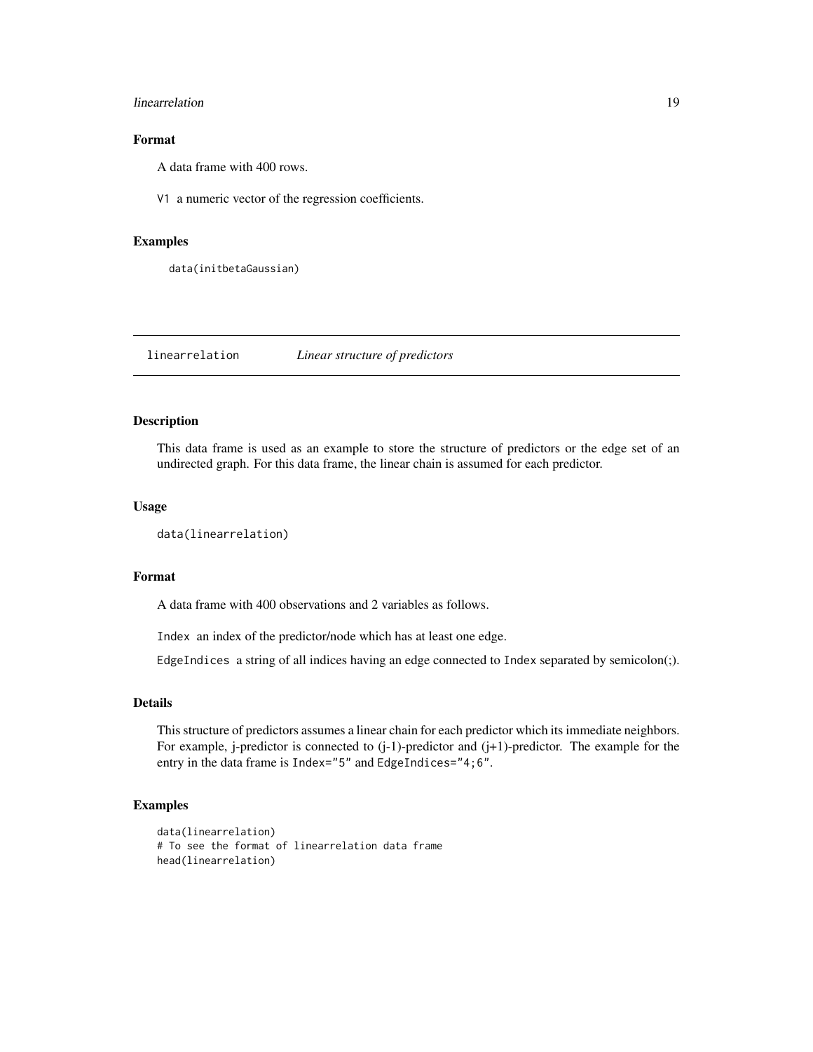## Format

A data frame with 400 rows.

V1 a numeric vector of the regression coefficients.

## Examples

```
data(initbetaGaussian)
```

---

# linearrelation *Linear structure of predictors*

## Description

This data frame is used as an example to store the structure of predictors or the edge set of an undirected graph. For this data frame, the linear chain is assumed for each predictor.

## Usage

```
data(linearrelation)
```

## Format

A data frame with 400 observations and 2 variables as follows.

Index an index of the predictor/node which has at least one edge.

EdgeIndices a string of all indices having an edge connected to Index separated by semicolon(;).

## Details

This structure of predictors assumes a linear chain for each predictor which its immediate neighbors. For example, j-predictor is connected to (j-1)-predictor and (j+1)-predictor. The example for the entry in the data frame is Index="5" and EdgeIndices="4;6".

## Examples

```
data(linearrelation)
# To see the format of linearrelation data frame
head(linearrelation)
```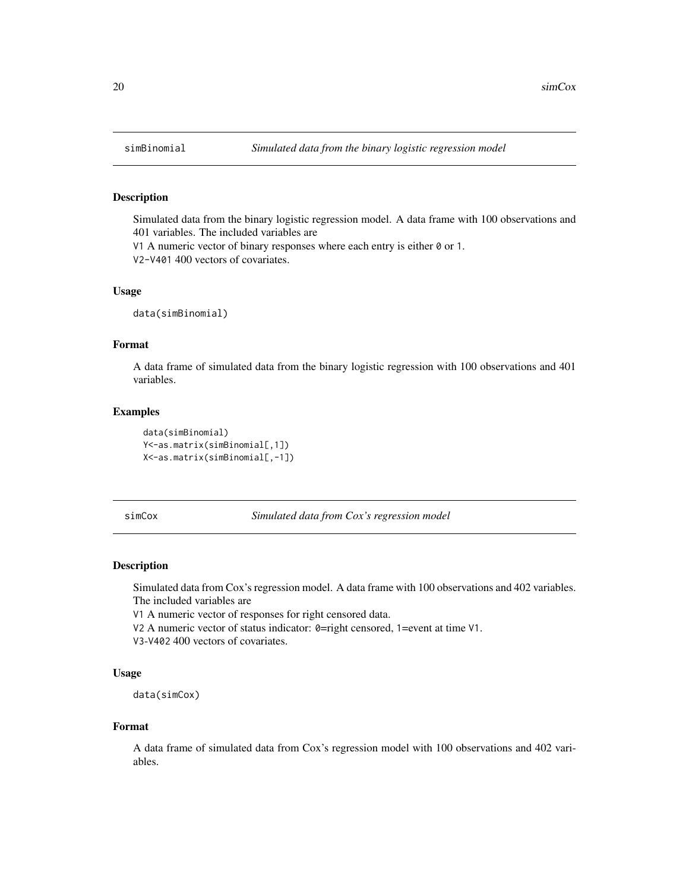## simBinomial — *Simulated data from the binary logistic regression model*

### Description

Simulated data from the binary logistic regression model. A data frame with 100 observations and 401 variables. The included variables are
`V1` A numeric vector of binary responses where each entry is either `0` or `1`.
`V2-V401` 400 vectors of covariates.

### Usage

```
data(simBinomial)
```

### Format

A data frame of simulated data from the binary logistic regression with 100 observations and 401 variables.

### Examples

```
data(simBinomial)
Y<-as.matrix(simBinomial[,1])
X<-as.matrix(simBinomial[,-1])
```

## simCox — *Simulated data from Cox's regression model*

### Description

Simulated data from Cox's regression model. A data frame with 100 observations and 402 variables. The included variables are
`V1` A numeric vector of responses for right censored data.
`V2` A numeric vector of status indicator: `0`=right censored, `1`=event at time `V1`.
`V3-V402` 400 vectors of covariates.

### Usage

```
data(simCox)
```

### Format

A data frame of simulated data from Cox's regression model with 100 observations and 402 variables.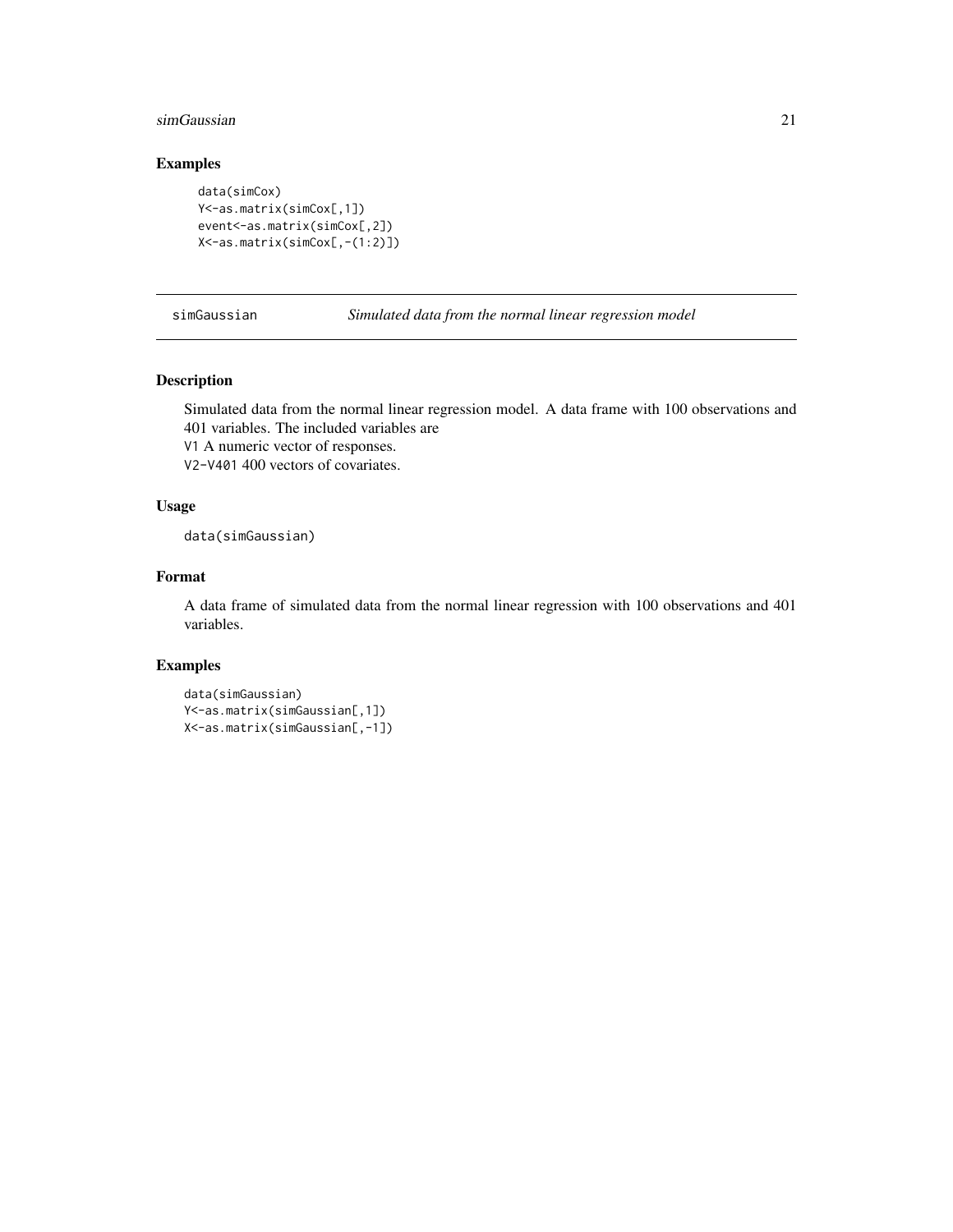## Examples

```
data(simCox)
Y<-as.matrix(simCox[,1])
event<-as.matrix(simCox[,2])
X<-as.matrix(simCox[,-(1:2)])
```

---

simGaussian *Simulated data from the normal linear regression model*

---

## Description

Simulated data from the normal linear regression model. A data frame with 100 observations and 401 variables. The included variables are
`V1` A numeric vector of responses.
`V2-V401` 400 vectors of covariates.

## Usage

```
data(simGaussian)
```

## Format

A data frame of simulated data from the normal linear regression with 100 observations and 401 variables.

## Examples

```
data(simGaussian)
Y<-as.matrix(simGaussian[,1])
X<-as.matrix(simGaussian[,-1])
```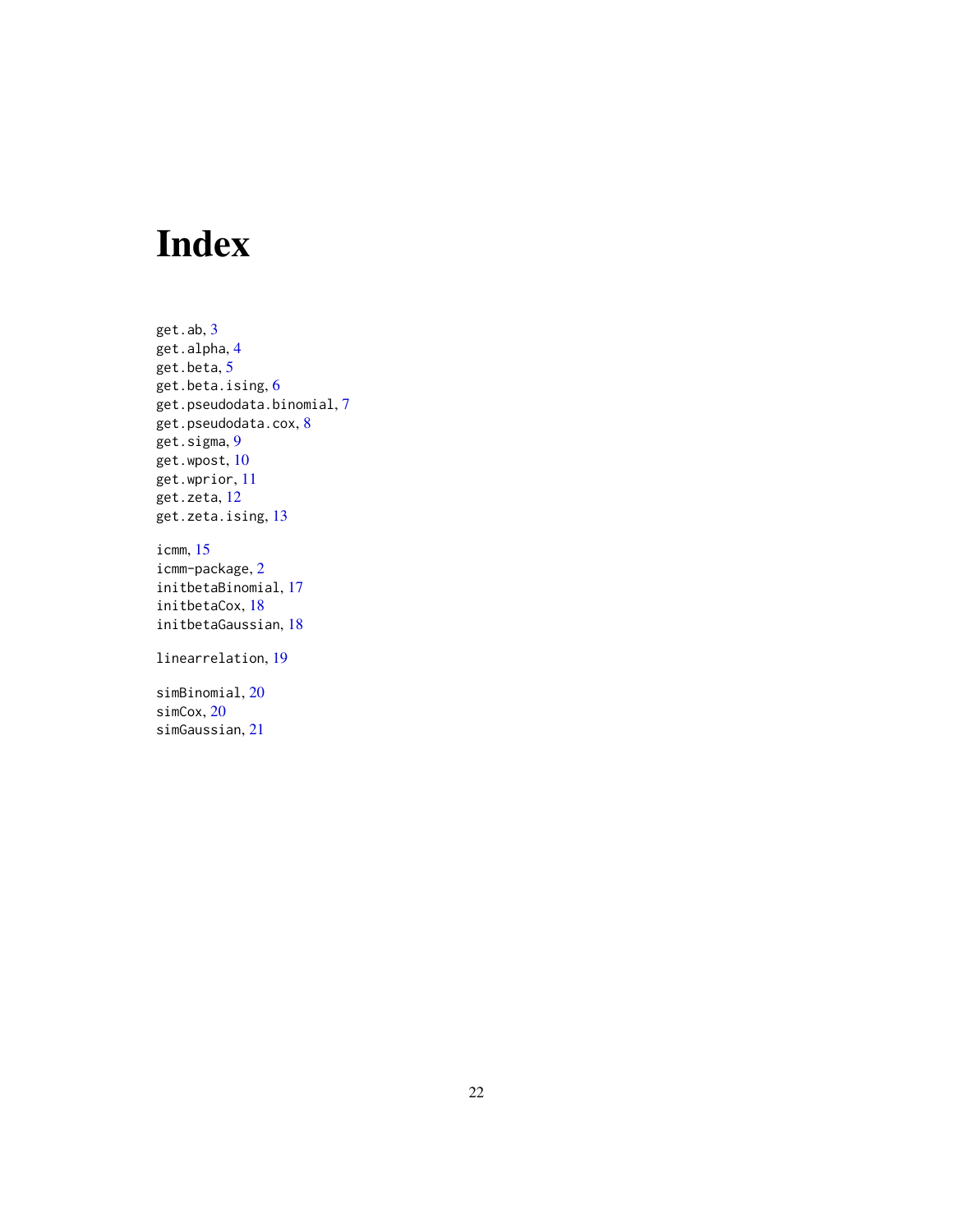# Index

get.ab, 3
get.alpha, 4
get.beta, 5
get.beta.ising, 6
get.pseudodata.binomial, 7
get.pseudodata.cox, 8
get.sigma, 9
get.wpost, 10
get.wprior, 11
get.zeta, 12
get.zeta.ising, 13

icmm, 15
icmm-package, 2
initbetaBinomial, 17
initbetaCox, 18
initbetaGaussian, 18

linearrelation, 19

simBinomial, 20
simCox, 20
simGaussian, 21